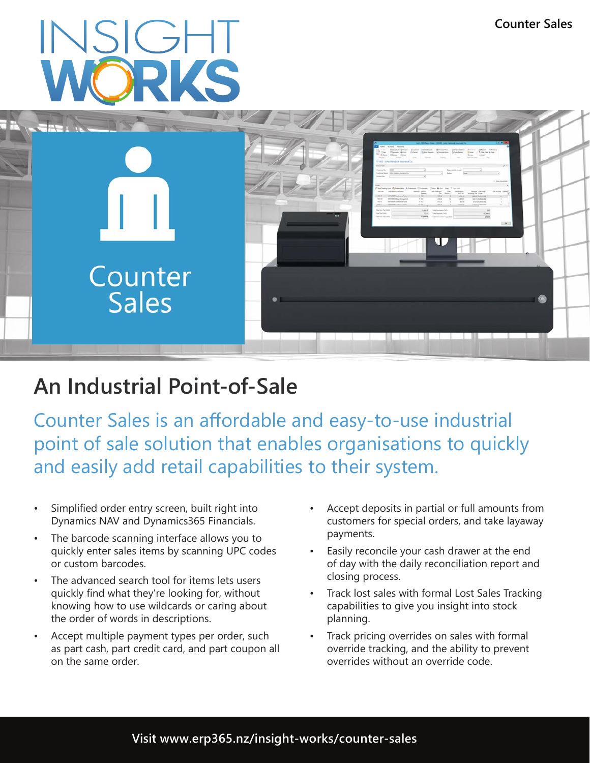INSIGHT WORKS

Counter Sales

# An Industrial Point-of-Sale

Counter Sales is an affordable and easy-to-use industrial point of sale solution that enables organisations to quickly and easily add retail capabilities to their system.

- Simplified order entry screen, built right into Dynamics NAV and Dynamics365 Financials.
- The barcode scanning interface allows you to quickly enter sales items by scanning UPC codes or custom barcodes.
- The advanced search tool for items lets users quickly find what they're looking for, without knowing how to use wildcards or caring about the order of words in descriptions.
- Accept multiple payment types per order, such as part cash, part credit card, and part coupon all on the same order.
- Accept deposits in partial or full amounts from customers for special orders, and take layaway payments.
- Easily reconcile your cash drawer at the end of day with the daily reconciliation report and closing process.
- Track lost sales with formal Lost Sales Tracking capabilities to give you insight into stock planning.
- Track pricing overrides on sales with formal override tracking, and the ability to prevent overrides without an override code.

**Visit www.erp365.nz/insight-works/counter-sales**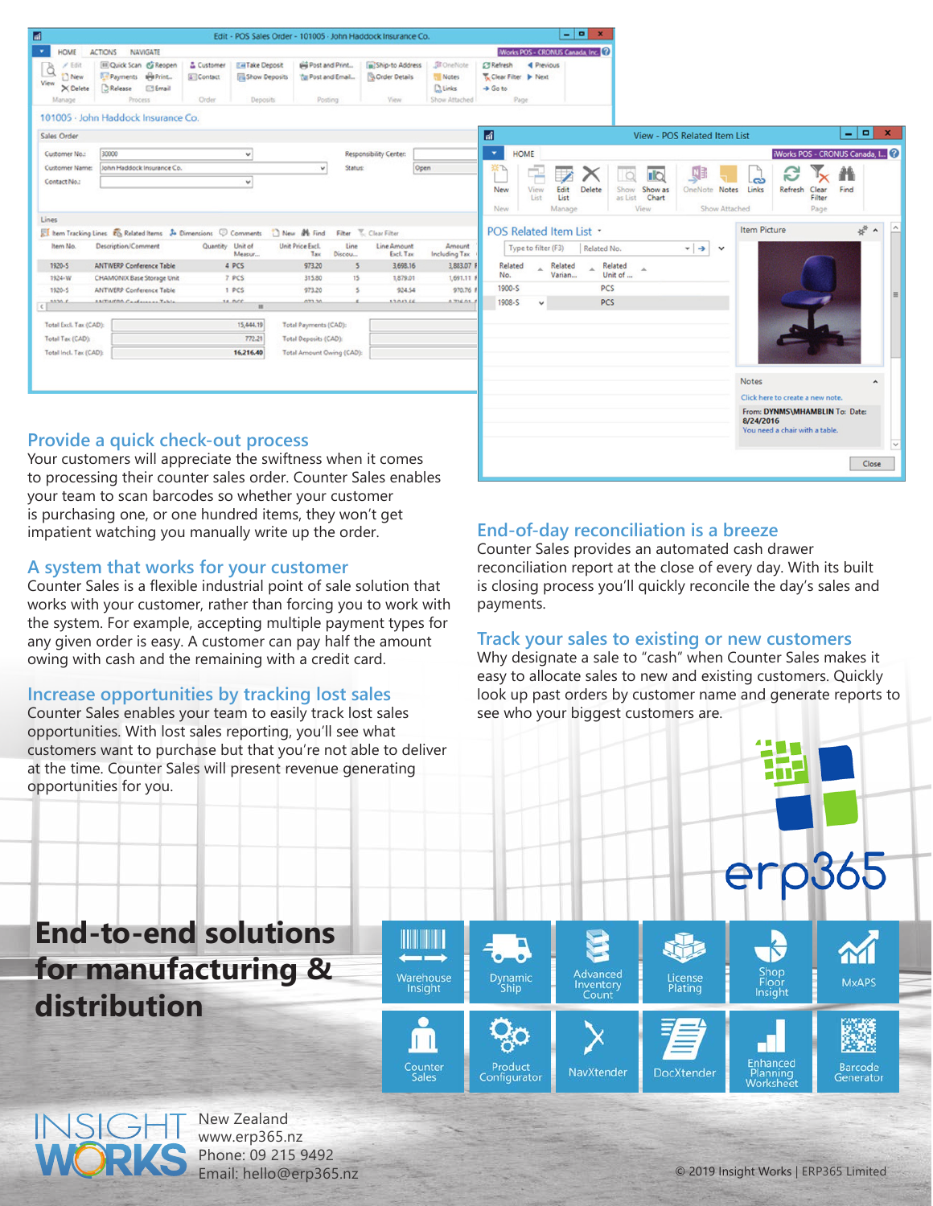## Provide a quick check-out process

Your customers will appreciate the swiftness when it comes to processing their counter sales order. Counter Sales enables your team to scan barcodes so whether your customer is purchasing one, or one hundred items, they won't get impatient watching you manually write up the order.

## A system that works for your customer

Counter Sales is a flexible industrial point of sale solution that works with your customer, rather than forcing you to work with the system. For example, accepting multiple payment types for any given order is easy. A customer can pay half the amount owing with cash and the remaining with a credit card.

## Increase opportunities by tracking lost sales

Counter Sales enables your team to easily track lost sales opportunities. With lost sales reporting, you'll see what customers want to purchase but that you're not able to deliver at the time. Counter Sales will present revenue generating opportunities for you.

## End-of-day reconciliation is a breeze

Counter Sales provides an automated cash drawer reconciliation report at the close of every day. With its built is closing process you'll quickly reconcile the day's sales and payments.

## Track your sales to existing or new customers

Why designate a sale to "cash" when Counter Sales makes it easy to allocate sales to new and existing customers. Quickly look up past orders by customer name and generate reports to see who your biggest customers are.

erp365

# End-to-end solutions for manufacturing & distribution

Warehouse Insight | Dynamic Ship | Advanced Inventory Count | License Plating | Shop Floor Insight | MxAPS

Counter Sales | Product Configurator | NavXtender | DocXtender | Enhanced Planning Worksheet | Barcode Generator

INSIGHT WORKS

New Zealand
www.erp365.nz
Phone: 09 215 9492
Email: hello@erp365.nz

© 2019 Insight Works | ERP365 Limited